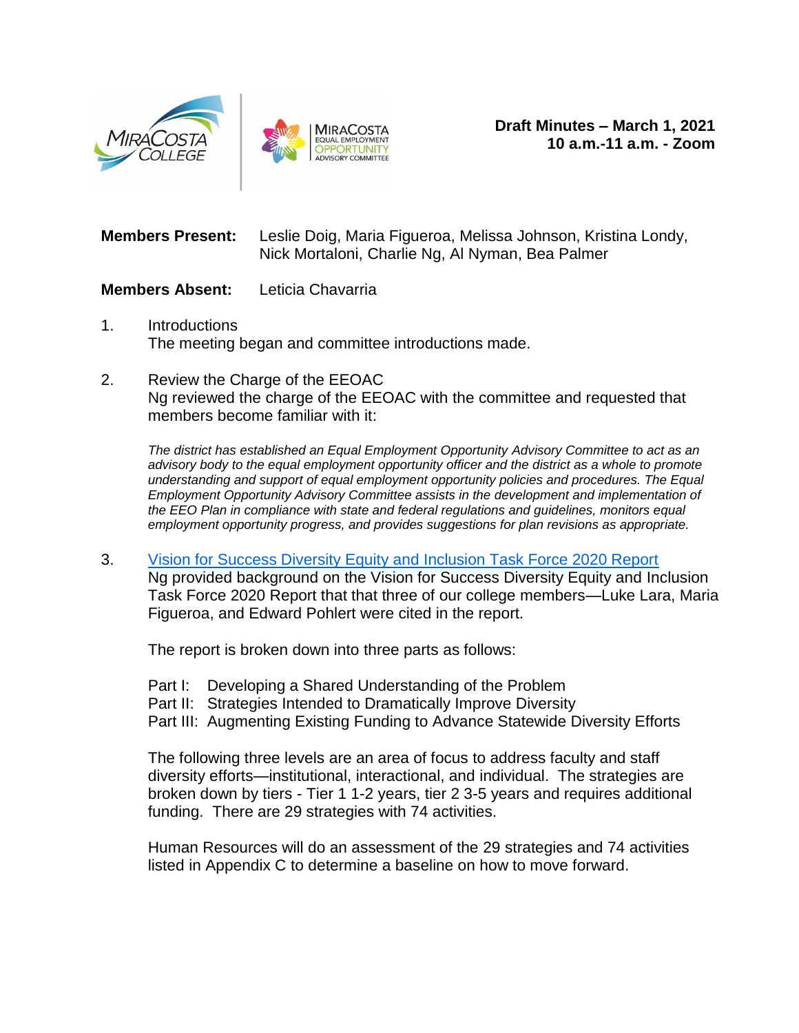**Draft Minutes – March 1, 2021**
**10 a.m.-11 a.m. - Zoom**

**Members Present:** Leslie Doig, Maria Figueroa, Melissa Johnson, Kristina Londy, Nick Mortaloni, Charlie Ng, Al Nyman, Bea Palmer

**Members Absent:** Leticia Chavarria

1. Introductions
   The meeting began and committee introductions made.

2. Review the Charge of the EEOAC
   Ng reviewed the charge of the EEOAC with the committee and requested that members become familiar with it:

   *The district has established an Equal Employment Opportunity Advisory Committee to act as an advisory body to the equal employment opportunity officer and the district as a whole to promote understanding and support of equal employment opportunity policies and procedures. The Equal Employment Opportunity Advisory Committee assists in the development and implementation of the EEO Plan in compliance with state and federal regulations and guidelines, monitors equal employment opportunity progress, and provides suggestions for plan revisions as appropriate.*

3. Vision for Success Diversity Equity and Inclusion Task Force 2020 Report
   Ng provided background on the Vision for Success Diversity Equity and Inclusion Task Force 2020 Report that that three of our college members—Luke Lara, Maria Figueroa, and Edward Pohlert were cited in the report.

   The report is broken down into three parts as follows:

   Part I: Developing a Shared Understanding of the Problem
   Part II: Strategies Intended to Dramatically Improve Diversity
   Part III: Augmenting Existing Funding to Advance Statewide Diversity Efforts

   The following three levels are an area of focus to address faculty and staff diversity efforts—institutional, interactional, and individual. The strategies are broken down by tiers - Tier 1 1-2 years, tier 2 3-5 years and requires additional funding. There are 29 strategies with 74 activities.

   Human Resources will do an assessment of the 29 strategies and 74 activities listed in Appendix C to determine a baseline on how to move forward.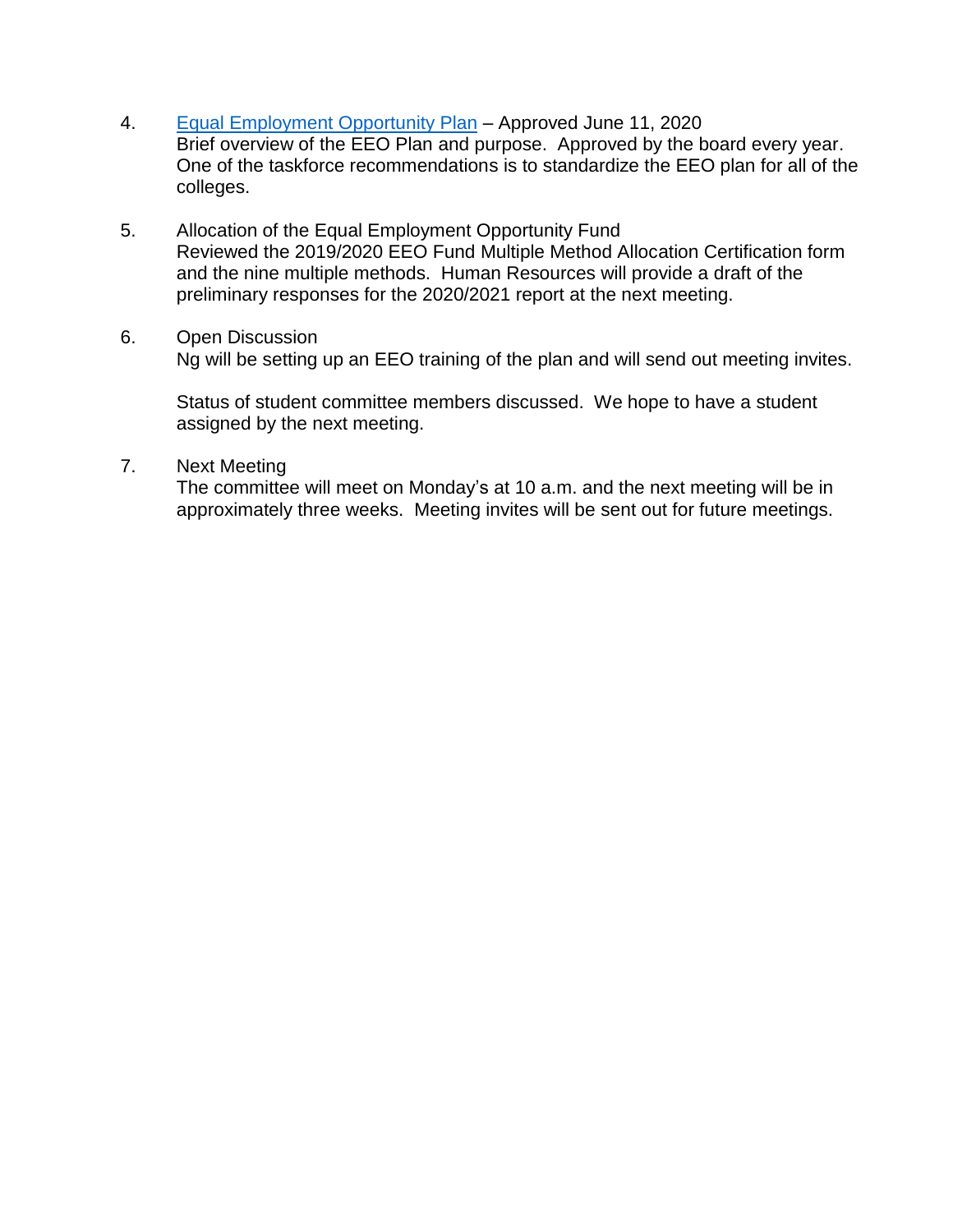4. [Equal Employment Opportunity Plan](#) – Approved June 11, 2020
   Brief overview of the EEO Plan and purpose. Approved by the board every year. One of the taskforce recommendations is to standardize the EEO plan for all of the colleges.

5. Allocation of the Equal Employment Opportunity Fund
   Reviewed the 2019/2020 EEO Fund Multiple Method Allocation Certification form and the nine multiple methods. Human Resources will provide a draft of the preliminary responses for the 2020/2021 report at the next meeting.

6. Open Discussion
   Ng will be setting up an EEO training of the plan and will send out meeting invites.

   Status of student committee members discussed. We hope to have a student assigned by the next meeting.

7. Next Meeting
   The committee will meet on Monday's at 10 a.m. and the next meeting will be in approximately three weeks. Meeting invites will be sent out for future meetings.